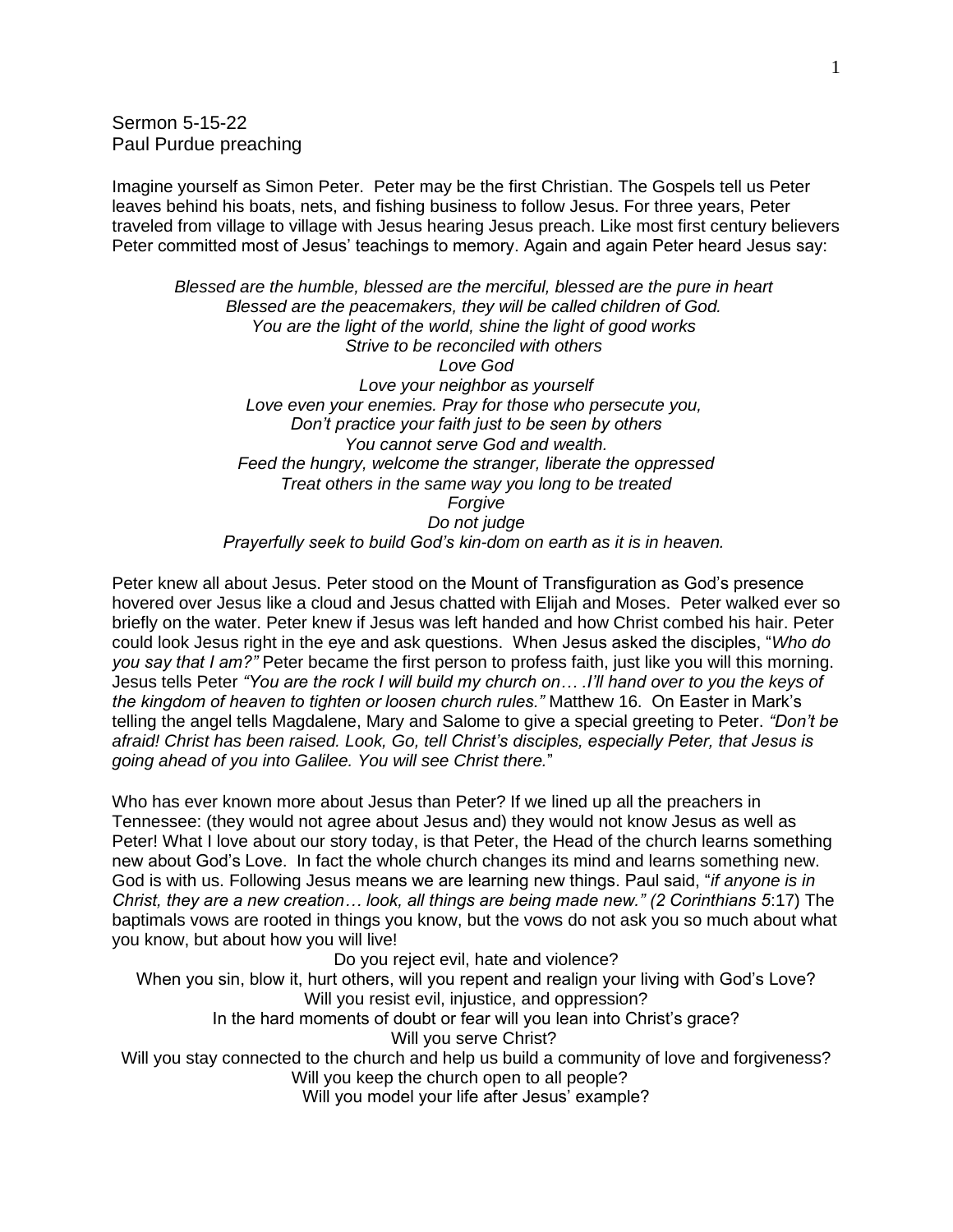Sermon 5-15-22
Paul Purdue preaching

Imagine yourself as Simon Peter. Peter may be the first Christian. The Gospels tell us Peter leaves behind his boats, nets, and fishing business to follow Jesus. For three years, Peter traveled from village to village with Jesus hearing Jesus preach. Like most first century believers Peter committed most of Jesus' teachings to memory. Again and again Peter heard Jesus say:

*Blessed are the humble, blessed are the merciful, blessed are the pure in heart*
*Blessed are the peacemakers, they will be called children of God.*
*You are the light of the world, shine the light of good works*
*Strive to be reconciled with others*
*Love God*
*Love your neighbor as yourself*
*Love even your enemies. Pray for those who persecute you,*
*Don't practice your faith just to be seen by others*
*You cannot serve God and wealth.*
*Feed the hungry, welcome the stranger, liberate the oppressed*
*Treat others in the same way you long to be treated*
*Forgive*
*Do not judge*
*Prayerfully seek to build God's kin-dom on earth as it is in heaven.*

Peter knew all about Jesus. Peter stood on the Mount of Transfiguration as God's presence hovered over Jesus like a cloud and Jesus chatted with Elijah and Moses. Peter walked ever so briefly on the water. Peter knew if Jesus was left handed and how Christ combed his hair. Peter could look Jesus right in the eye and ask questions. When Jesus asked the disciples, "*Who do you say that I am?"* Peter became the first person to profess faith, just like you will this morning. Jesus tells Peter *"You are the rock I will build my church on… .I'll hand over to you the keys of the kingdom of heaven to tighten or loosen church rules."* Matthew 16. On Easter in Mark's telling the angel tells Magdalene, Mary and Salome to give a special greeting to Peter. *"Don't be afraid! Christ has been raised. Look, Go, tell Christ's disciples, especially Peter, that Jesus is going ahead of you into Galilee. You will see Christ there.*"

Who has ever known more about Jesus than Peter? If we lined up all the preachers in Tennessee: (they would not agree about Jesus and) they would not know Jesus as well as Peter! What I love about our story today, is that Peter, the Head of the church learns something new about God's Love. In fact the whole church changes its mind and learns something new. God is with us. Following Jesus means we are learning new things. Paul said, "*if anyone is in Christ, they are a new creation… look, all things are being made new." (2 Corinthians 5*:17) The baptimals vows are rooted in things you know, but the vows do not ask you so much about what you know, but about how you will live!

Do you reject evil, hate and violence?
When you sin, blow it, hurt others, will you repent and realign your living with God's Love?
Will you resist evil, injustice, and oppression?
In the hard moments of doubt or fear will you lean into Christ's grace?
Will you serve Christ?
Will you stay connected to the church and help us build a community of love and forgiveness?
Will you keep the church open to all people?
Will you model your life after Jesus' example?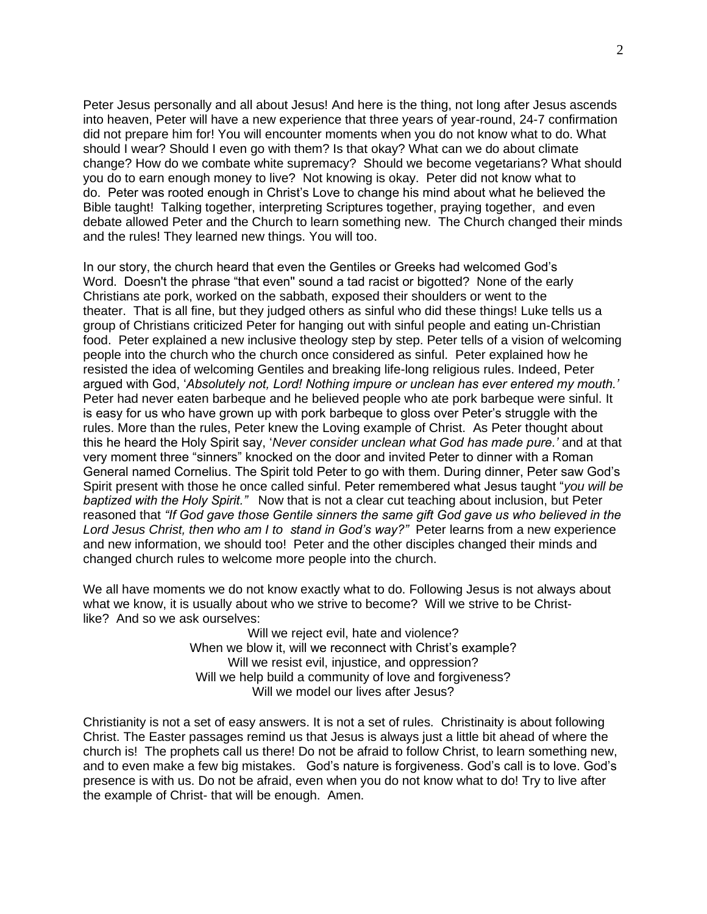Peter Jesus personally and all about Jesus! And here is the thing, not long after Jesus ascends into heaven, Peter will have a new experience that three years of year-round, 24-7 confirmation did not prepare him for! You will encounter moments when you do not know what to do. What should I wear? Should I even go with them? Is that okay? What can we do about climate change? How do we combate white supremacy? Should we become vegetarians? What should you do to earn enough money to live? Not knowing is okay. Peter did not know what to do. Peter was rooted enough in Christ's Love to change his mind about what he believed the Bible taught! Talking together, interpreting Scriptures together, praying together, and even debate allowed Peter and the Church to learn something new. The Church changed their minds and the rules! They learned new things. You will too.

In our story, the church heard that even the Gentiles or Greeks had welcomed God's Word. Doesn't the phrase "that even" sound a tad racist or bigotted? None of the early Christians ate pork, worked on the sabbath, exposed their shoulders or went to the theater. That is all fine, but they judged others as sinful who did these things! Luke tells us a group of Christians criticized Peter for hanging out with sinful people and eating un-Christian food. Peter explained a new inclusive theology step by step. Peter tells of a vision of welcoming people into the church who the church once considered as sinful. Peter explained how he resisted the idea of welcoming Gentiles and breaking life-long religious rules. Indeed, Peter argued with God, '*Absolutely not, Lord! Nothing impure or unclean has ever entered my mouth.'* Peter had never eaten barbeque and he believed people who ate pork barbeque were sinful. It is easy for us who have grown up with pork barbeque to gloss over Peter's struggle with the rules. More than the rules, Peter knew the Loving example of Christ. As Peter thought about this he heard the Holy Spirit say, '*Never consider unclean what God has made pure.'* and at that very moment three "sinners" knocked on the door and invited Peter to dinner with a Roman General named Cornelius. The Spirit told Peter to go with them. During dinner, Peter saw God's Spirit present with those he once called sinful. Peter remembered what Jesus taught "*you will be baptized with the Holy Spirit."* Now that is not a clear cut teaching about inclusion, but Peter reasoned that *"If God gave those Gentile sinners the same gift God gave us who believed in the Lord Jesus Christ, then who am I to stand in God's way?"* Peter learns from a new experience and new information, we should too! Peter and the other disciples changed their minds and changed church rules to welcome more people into the church.

We all have moments we do not know exactly what to do. Following Jesus is not always about what we know, it is usually about who we strive to become? Will we strive to be Christ-like? And so we ask ourselves:

Will we reject evil, hate and violence?
When we blow it, will we reconnect with Christ's example?
Will we resist evil, injustice, and oppression?
Will we help build a community of love and forgiveness?
Will we model our lives after Jesus?

Christianity is not a set of easy answers. It is not a set of rules. Christinaity is about following Christ. The Easter passages remind us that Jesus is always just a little bit ahead of where the church is! The prophets call us there! Do not be afraid to follow Christ, to learn something new, and to even make a few big mistakes. God's nature is forgiveness. God's call is to love. God's presence is with us. Do not be afraid, even when you do not know what to do! Try to live after the example of Christ- that will be enough. Amen.